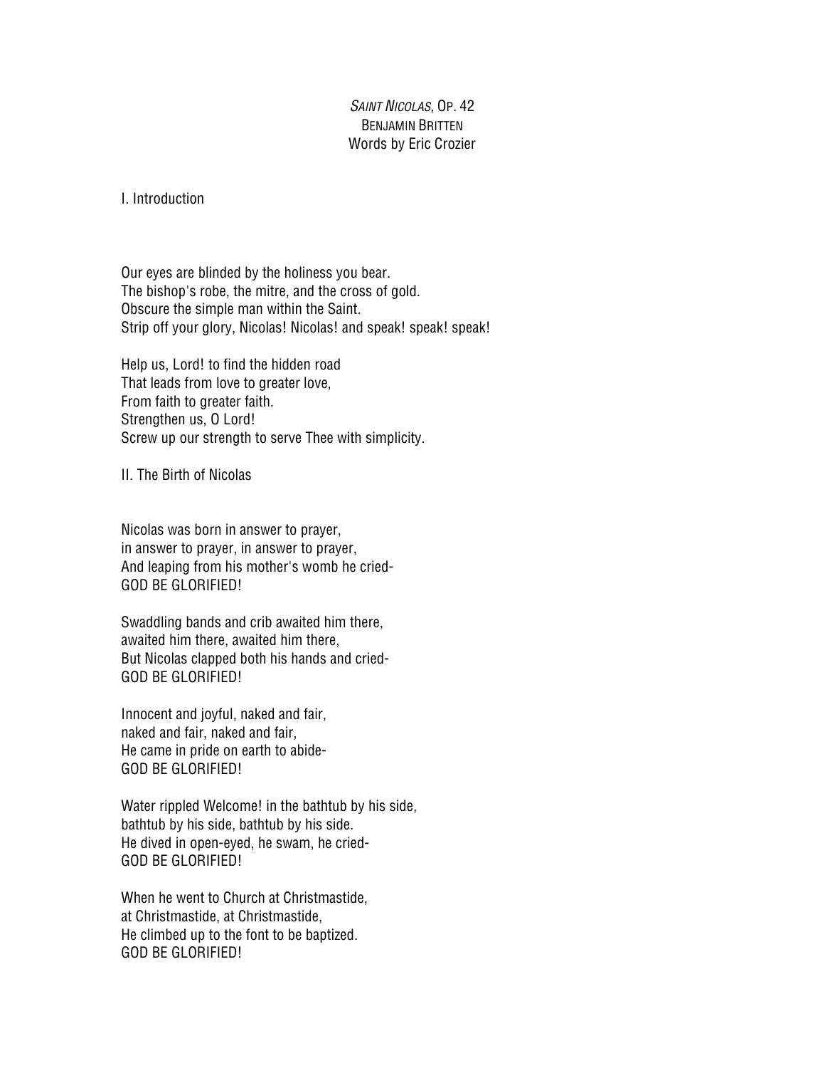*SAINT NICOLAS*, OP. 42
BENJAMIN BRITTEN
Words by Eric Crozier

## I. Introduction

Our eyes are blinded by the holiness you bear.
The bishop's robe, the mitre, and the cross of gold.
Obscure the simple man within the Saint.
Strip off your glory, Nicolas! Nicolas! and speak! speak! speak!

Help us, Lord! to find the hidden road
That leads from love to greater love,
From faith to greater faith.
Strengthen us, O Lord!
Screw up our strength to serve Thee with simplicity.

## II. The Birth of Nicolas

Nicolas was born in answer to prayer,
in answer to prayer, in answer to prayer,
And leaping from his mother's womb he cried-
GOD BE GLORIFIED!

Swaddling bands and crib awaited him there,
awaited him there, awaited him there,
But Nicolas clapped both his hands and cried-
GOD BE GLORIFIED!

Innocent and joyful, naked and fair,
naked and fair, naked and fair,
He came in pride on earth to abide-
GOD BE GLORIFIED!

Water rippled Welcome! in the bathtub by his side,
bathtub by his side, bathtub by his side.
He dived in open-eyed, he swam, he cried-
GOD BE GLORIFIED!

When he went to Church at Christmastide,
at Christmastide, at Christmastide,
He climbed up to the font to be baptized.
GOD BE GLORIFIED!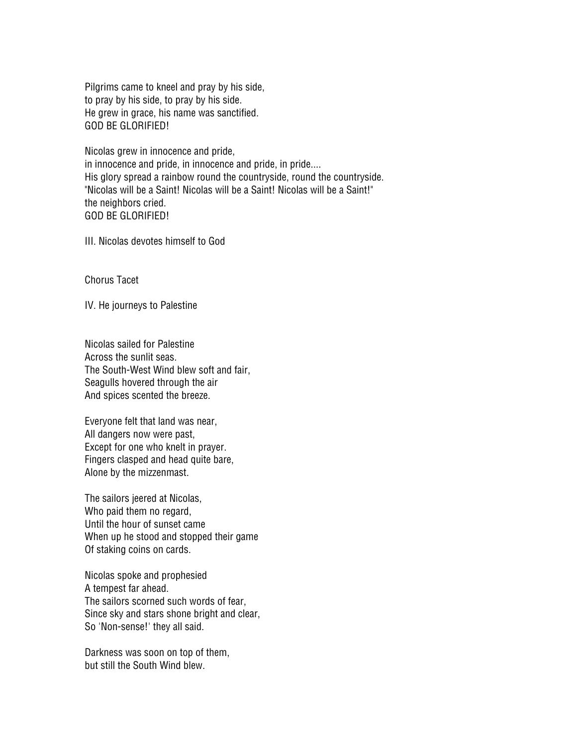Pilgrims came to kneel and pray by his side,
to pray by his side, to pray by his side.
He grew in grace, his name was sanctified.
GOD BE GLORIFIED!

Nicolas grew in innocence and pride,
in innocence and pride, in innocence and pride, in pride....
His glory spread a rainbow round the countryside, round the countryside.
"Nicolas will be a Saint! Nicolas will be a Saint! Nicolas will be a Saint!"
the neighbors cried.
GOD BE GLORIFIED!

III. Nicolas devotes himself to God

Chorus Tacet

IV. He journeys to Palestine

Nicolas sailed for Palestine
Across the sunlit seas.
The South-West Wind blew soft and fair,
Seagulls hovered through the air
And spices scented the breeze.

Everyone felt that land was near,
All dangers now were past,
Except for one who knelt in prayer.
Fingers clasped and head quite bare,
Alone by the mizzenmast.

The sailors jeered at Nicolas,
Who paid them no regard,
Until the hour of sunset came
When up he stood and stopped their game
Of staking coins on cards.

Nicolas spoke and prophesied
A tempest far ahead.
The sailors scorned such words of fear,
Since sky and stars shone bright and clear,
So 'Non-sense!' they all said.

Darkness was soon on top of them,
but still the South Wind blew.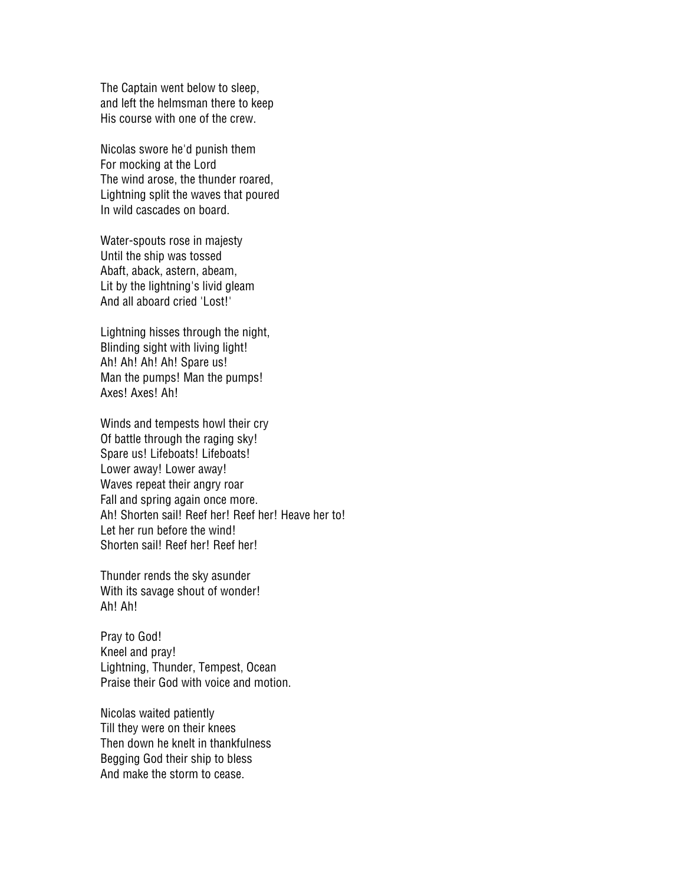The Captain went below to sleep,
and left the helmsman there to keep
His course with one of the crew.

Nicolas swore he'd punish them
For mocking at the Lord
The wind arose, the thunder roared,
Lightning split the waves that poured
In wild cascades on board.

Water-spouts rose in majesty
Until the ship was tossed
Abaft, aback, astern, abeam,
Lit by the lightning's livid gleam
And all aboard cried 'Lost!'

Lightning hisses through the night,
Blinding sight with living light!
Ah! Ah! Ah! Ah! Spare us!
Man the pumps! Man the pumps!
Axes! Axes! Ah!

Winds and tempests howl their cry
Of battle through the raging sky!
Spare us! Lifeboats! Lifeboats!
Lower away! Lower away!
Waves repeat their angry roar
Fall and spring again once more.
Ah! Shorten sail! Reef her! Reef her! Heave her to!
Let her run before the wind!
Shorten sail! Reef her! Reef her!

Thunder rends the sky asunder
With its savage shout of wonder!
Ah! Ah!

Pray to God!
Kneel and pray!
Lightning, Thunder, Tempest, Ocean
Praise their God with voice and motion.

Nicolas waited patiently
Till they were on their knees
Then down he knelt in thankfulness
Begging God their ship to bless
And make the storm to cease.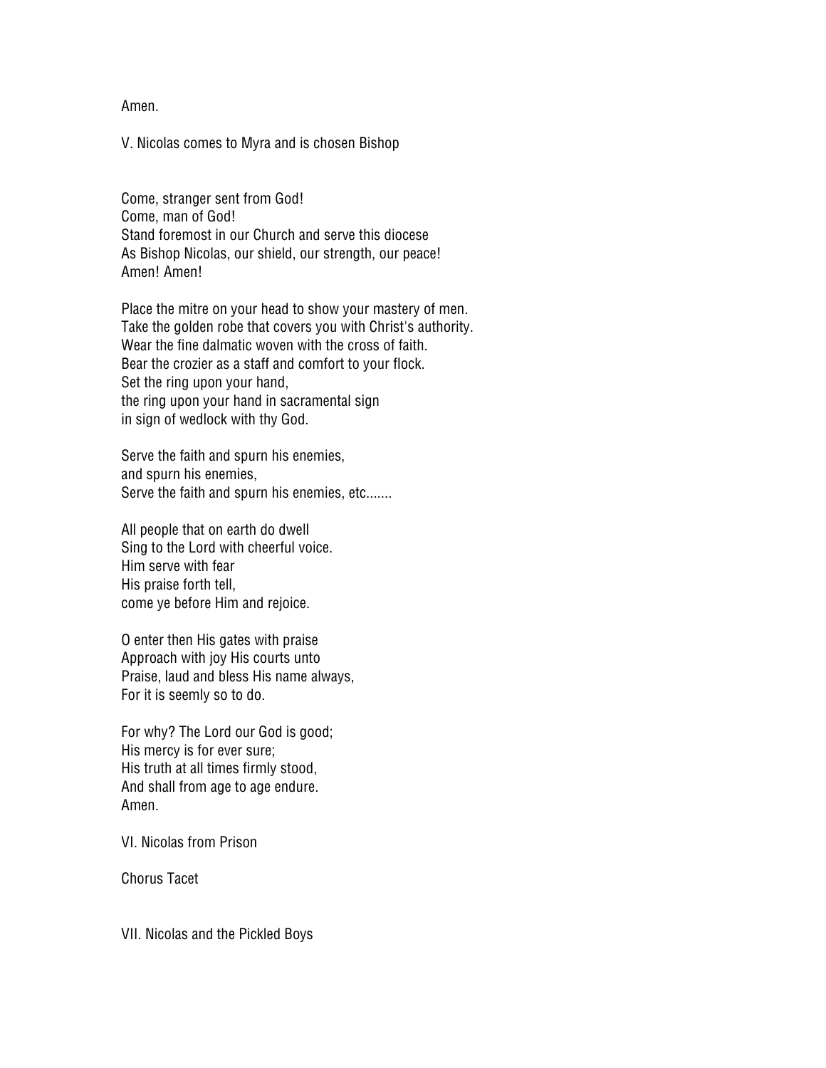Amen.

## V. Nicolas comes to Myra and is chosen Bishop

Come, stranger sent from God!
Come, man of God!
Stand foremost in our Church and serve this diocese
As Bishop Nicolas, our shield, our strength, our peace!
Amen! Amen!

Place the mitre on your head to show your mastery of men.
Take the golden robe that covers you with Christ's authority.
Wear the fine dalmatic woven with the cross of faith.
Bear the crozier as a staff and comfort to your flock.
Set the ring upon your hand,
the ring upon your hand in sacramental sign
in sign of wedlock with thy God.

Serve the faith and spurn his enemies,
and spurn his enemies,
Serve the faith and spurn his enemies, etc.......

All people that on earth do dwell
Sing to the Lord with cheerful voice.
Him serve with fear
His praise forth tell,
come ye before Him and rejoice.

O enter then His gates with praise
Approach with joy His courts unto
Praise, laud and bless His name always,
For it is seemly so to do.

For why? The Lord our God is good;
His mercy is for ever sure;
His truth at all times firmly stood,
And shall from age to age endure.
Amen.

## VI. Nicolas from Prison

Chorus Tacet

## VII. Nicolas and the Pickled Boys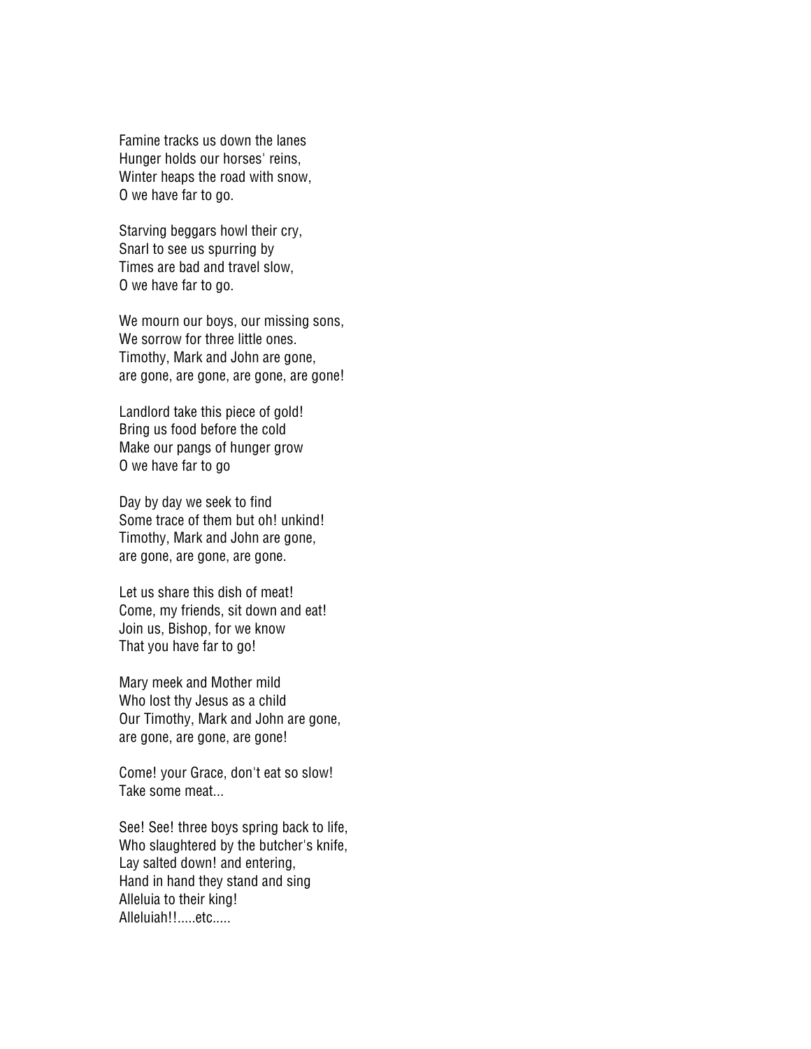Famine tracks us down the lanes
Hunger holds our horses' reins,
Winter heaps the road with snow,
O we have far to go.

Starving beggars howl their cry,
Snarl to see us spurring by
Times are bad and travel slow,
O we have far to go.

We mourn our boys, our missing sons,
We sorrow for three little ones.
Timothy, Mark and John are gone,
are gone, are gone, are gone, are gone!

Landlord take this piece of gold!
Bring us food before the cold
Make our pangs of hunger grow
O we have far to go

Day by day we seek to find
Some trace of them but oh! unkind!
Timothy, Mark and John are gone,
are gone, are gone, are gone.

Let us share this dish of meat!
Come, my friends, sit down and eat!
Join us, Bishop, for we know
That you have far to go!

Mary meek and Mother mild
Who lost thy Jesus as a child
Our Timothy, Mark and John are gone,
are gone, are gone, are gone!

Come! your Grace, don't eat so slow!
Take some meat...

See! See! three boys spring back to life,
Who slaughtered by the butcher's knife,
Lay salted down! and entering,
Hand in hand they stand and sing
Alleluia to their king!
Alleluiah!!.....etc.....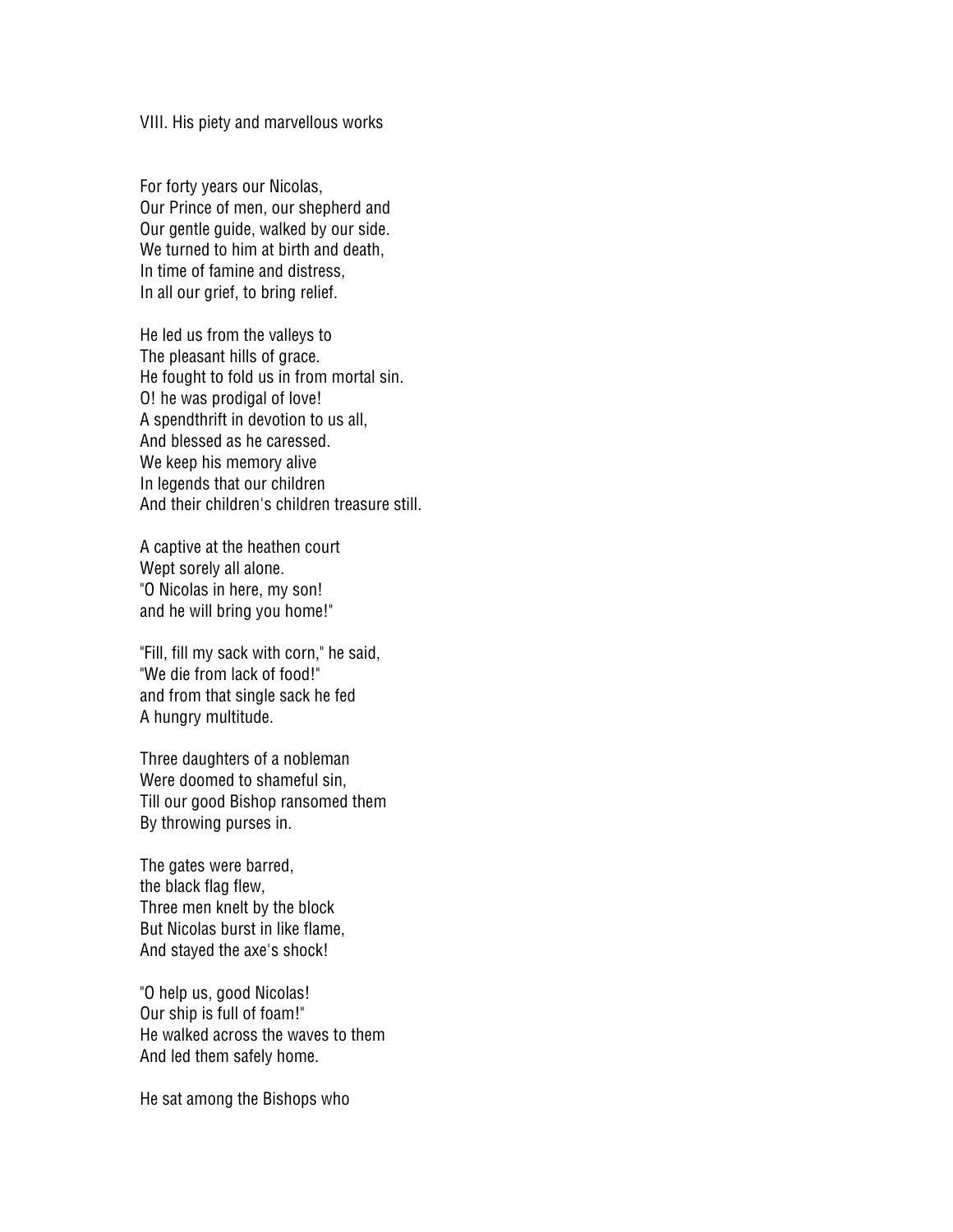VIII. His piety and marvellous works

For forty years our Nicolas,
Our Prince of men, our shepherd and
Our gentle guide, walked by our side.
We turned to him at birth and death,
In time of famine and distress,
In all our grief, to bring relief.

He led us from the valleys to
The pleasant hills of grace.
He fought to fold us in from mortal sin.
O! he was prodigal of love!
A spendthrift in devotion to us all,
And blessed as he caressed.
We keep his memory alive
In legends that our children
And their children's children treasure still.

A captive at the heathen court
Wept sorely all alone.
"O Nicolas in here, my son!
and he will bring you home!"

"Fill, fill my sack with corn," he said,
"We die from lack of food!"
and from that single sack he fed
A hungry multitude.

Three daughters of a nobleman
Were doomed to shameful sin,
Till our good Bishop ransomed them
By throwing purses in.

The gates were barred,
the black flag flew,
Three men knelt by the block
But Nicolas burst in like flame,
And stayed the axe's shock!

"O help us, good Nicolas!
Our ship is full of foam!"
He walked across the waves to them
And led them safely home.

He sat among the Bishops who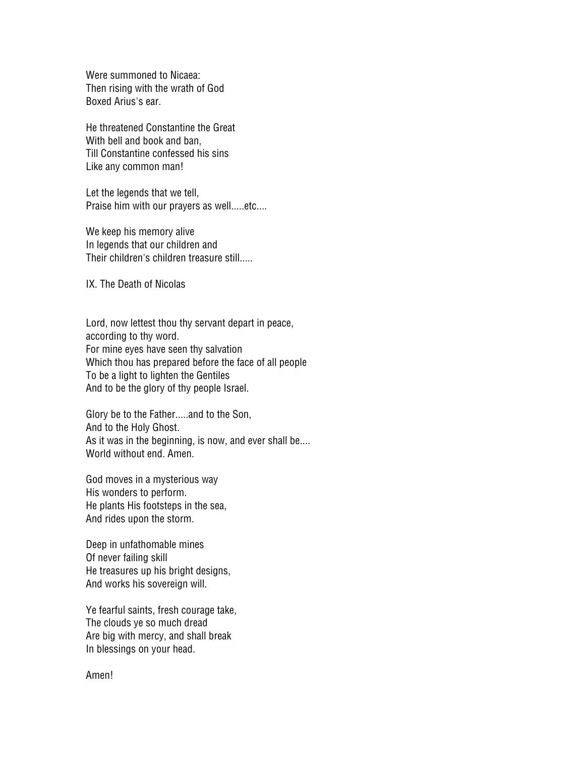Were summoned to Nicaea:
Then rising with the wrath of God
Boxed Arius's ear.

He threatened Constantine the Great
With bell and book and ban,
Till Constantine confessed his sins
Like any common man!

Let the legends that we tell,
Praise him with our prayers as well.....etc....

We keep his memory alive
In legends that our children and
Their children's children treasure still.....

## IX. The Death of Nicolas

Lord, now lettest thou thy servant depart in peace,
according to thy word.
For mine eyes have seen thy salvation
Which thou has prepared before the face of all people
To be a light to lighten the Gentiles
And to be the glory of thy people Israel.

Glory be to the Father.....and to the Son,
And to the Holy Ghost.
As it was in the beginning, is now, and ever shall be....
World without end. Amen.

God moves in a mysterious way
His wonders to perform.
He plants His footsteps in the sea,
And rides upon the storm.

Deep in unfathomable mines
Of never failing skill
He treasures up his bright designs,
And works his sovereign will.

Ye fearful saints, fresh courage take,
The clouds ye so much dread
Are big with mercy, and shall break
In blessings on your head.

Amen!